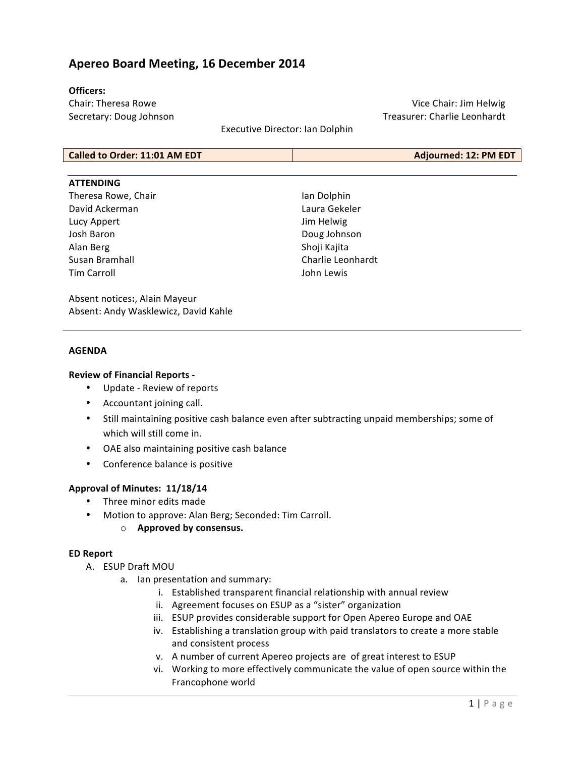# Apereo Board Meeting, 16 December 2014

**Officers:**

Chair: Theresa Rowe
Vice Chair: Jim Helwig
Secretary: Doug Johnson
Treasurer: Charlie Leonhardt
Executive Director: Ian Dolphin

| Called to Order: 11:01 AM EDT | Adjourned: 12: PM EDT |
|---|---|

**ATTENDING**

Theresa Rowe, Chair
David Ackerman
Lucy Appert
Josh Baron
Alan Berg
Susan Bramhall
Tim Carroll
Ian Dolphin
Laura Gekeler
Jim Helwig
Doug Johnson
Shoji Kajita
Charlie Leonhardt
John Lewis

Absent notices:, Alain Mayeur
Absent: Andy Wasklewicz, David Kahle

**AGENDA**

**Review of Financial Reports -**

- Update - Review of reports
- Accountant joining call.
- Still maintaining positive cash balance even after subtracting unpaid memberships; some of which will still come in.
- OAE also maintaining positive cash balance
- Conference balance is positive

**Approval of Minutes: 11/18/14**

- Three minor edits made
- Motion to approve: Alan Berg; Seconded: Tim Carroll.
    - **Approved by consensus.**

**ED Report**

A. ESUP Draft MOU
  a. Ian presentation and summary:
    i. Established transparent financial relationship with annual review
    ii. Agreement focuses on ESUP as a "sister" organization
    iii. ESUP provides considerable support for Open Apereo Europe and OAE
    iv. Establishing a translation group with paid translators to create a more stable and consistent process
    v. A number of current Apereo projects are of great interest to ESUP
    vi. Working to more effectively communicate the value of open source within the Francophone world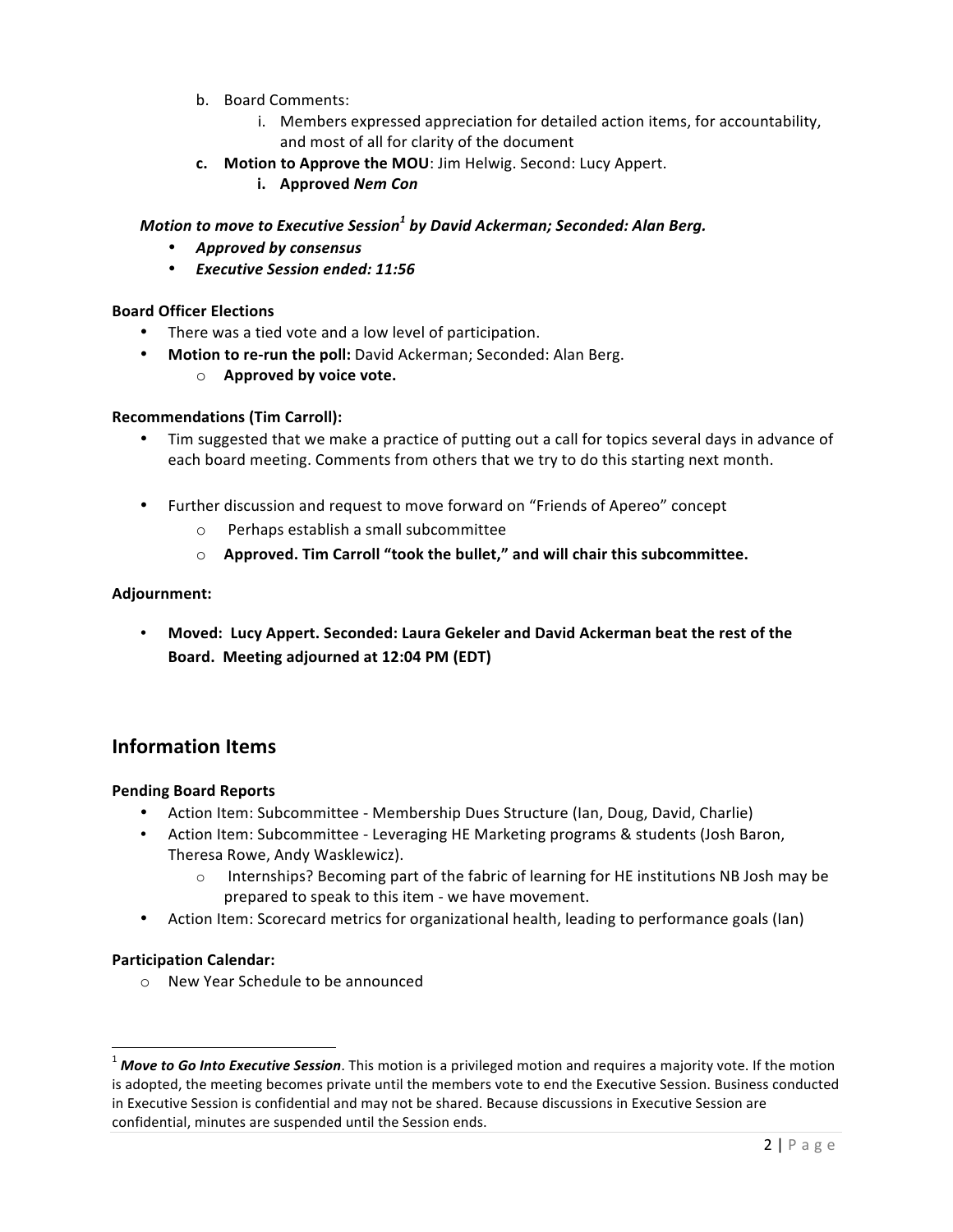b. Board Comments:
    i. Members expressed appreciation for detailed action items, for accountability, and most of all for clarity of the document
c. **Motion to Approve the MOU**: Jim Helwig. Second: Lucy Appert.
    i. **Approved *Nem Con***

***Motion to move to Executive Session[1] by David Ackerman; Seconded: Alan Berg.***

- ***Approved by consensus***
- ***Executive Session ended: 11:56***

**Board Officer Elections**

- There was a tied vote and a low level of participation.
- **Motion to re-run the poll:** David Ackerman; Seconded: Alan Berg.
    - **Approved by voice vote.**

**Recommendations (Tim Carroll):**

- Tim suggested that we make a practice of putting out a call for topics several days in advance of each board meeting. Comments from others that we try to do this starting next month.

- Further discussion and request to move forward on "Friends of Apereo" concept
    - Perhaps establish a small subcommittee
    - **Approved. Tim Carroll "took the bullet," and will chair this subcommittee.**

**Adjournment:**

- **Moved: Lucy Appert. Seconded: Laura Gekeler and David Ackerman beat the rest of the Board. Meeting adjourned at 12:04 PM (EDT)**

## Information Items

**Pending Board Reports**

- Action Item: Subcommittee - Membership Dues Structure (Ian, Doug, David, Charlie)
- Action Item: Subcommittee - Leveraging HE Marketing programs & students (Josh Baron, Theresa Rowe, Andy Wasklewicz).
    - Internships? Becoming part of the fabric of learning for HE institutions NB Josh may be prepared to speak to this item - we have movement.
- Action Item: Scorecard metrics for organizational health, leading to performance goals (Ian)

**Participation Calendar:**

- New Year Schedule to be announced

[1] ***Move to Go Into Executive Session***. This motion is a privileged motion and requires a majority vote. If the motion is adopted, the meeting becomes private until the members vote to end the Executive Session. Business conducted in Executive Session is confidential and may not be shared. Because discussions in Executive Session are confidential, minutes are suspended until the Session ends.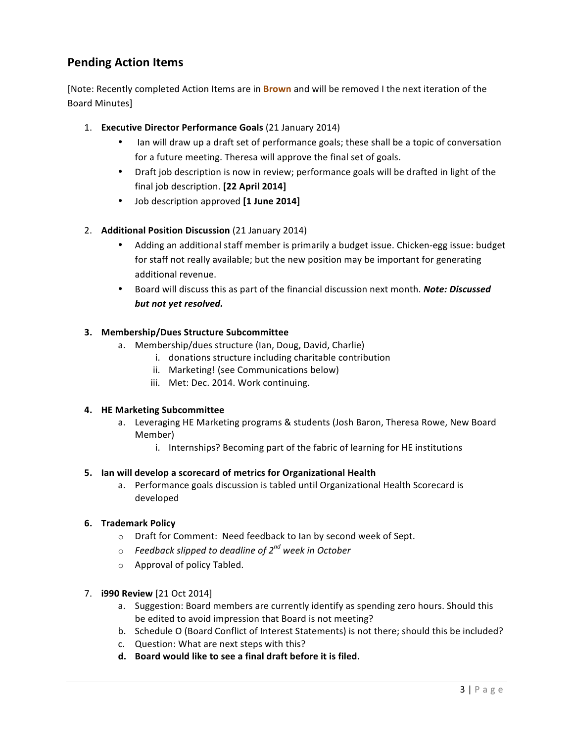## Pending Action Items

[Note: Recently completed Action Items are in **Brown** and will be removed I the next iteration of the Board Minutes]

1. **Executive Director Performance Goals** (21 January 2014)
   - Ian will draw up a draft set of performance goals; these shall be a topic of conversation for a future meeting. Theresa will approve the final set of goals.
   - Draft job description is now in review; performance goals will be drafted in light of the final job description. **[22 April 2014]**
   - Job description approved **[1 June 2014]**

2. **Additional Position Discussion** (21 January 2014)
   - Adding an additional staff member is primarily a budget issue. Chicken-egg issue: budget for staff not really available; but the new position may be important for generating additional revenue.
   - Board will discuss this as part of the financial discussion next month. ***Note: Discussed but not yet resolved.***

3. **Membership/Dues Structure Subcommittee**
   a. Membership/dues structure (Ian, Doug, David, Charlie)
      i. donations structure including charitable contribution
      ii. Marketing! (see Communications below)
      iii. Met: Dec. 2014. Work continuing.

4. **HE Marketing Subcommittee**
   a. Leveraging HE Marketing programs & students (Josh Baron, Theresa Rowe, New Board Member)
      i. Internships? Becoming part of the fabric of learning for HE institutions

5. **Ian will develop a scorecard of metrics for Organizational Health**
   a. Performance goals discussion is tabled until Organizational Health Scorecard is developed

6. **Trademark Policy**
   - Draft for Comment: Need feedback to Ian by second week of Sept.
   - *Feedback slipped to deadline of 2nd week in October*
   - Approval of policy Tabled.

7. **i990 Review** [21 Oct 2014]
   a. Suggestion: Board members are currently identify as spending zero hours. Should this be edited to avoid impression that Board is not meeting?
   b. Schedule O (Board Conflict of Interest Statements) is not there; should this be included?
   c. Question: What are next steps with this?
   d. **Board would like to see a final draft before it is filed.**